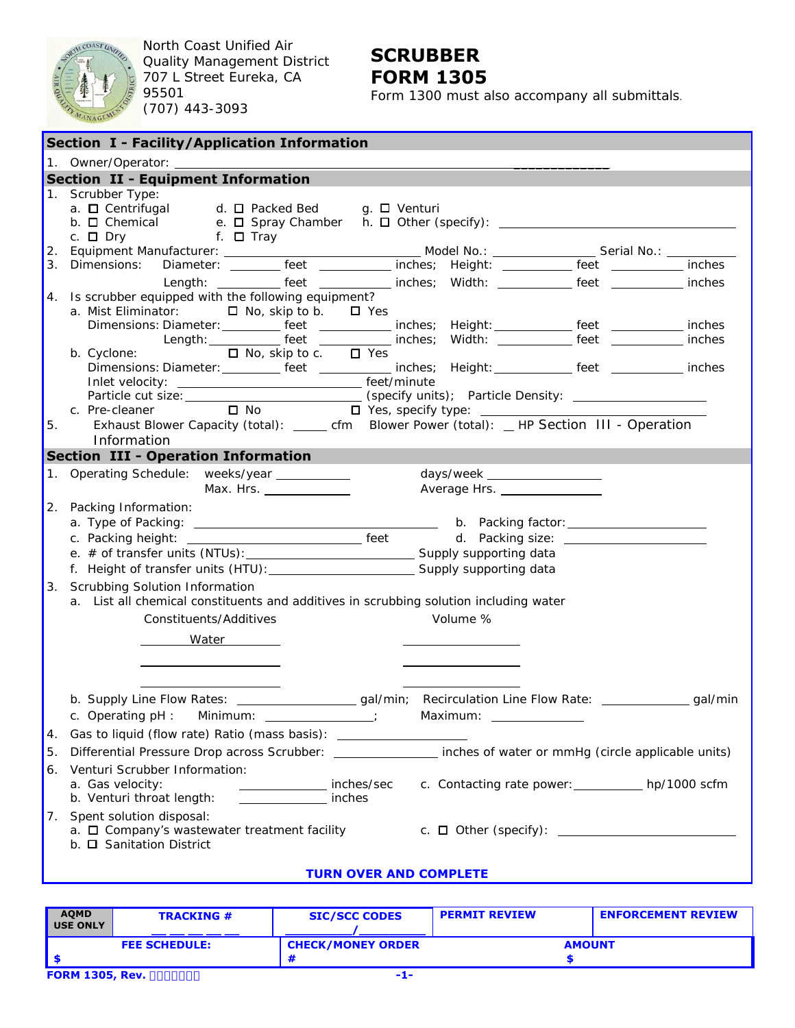North Coast Unified Air Quality Management District
707 L Street Eureka, CA 95501
(707) 443-3093

# SCRUBBER FORM 1305

Form 1300 must also accompany all submittals.

## Section I - Facility/Application Information

1. Owner/Operator: ______________________________

## Section II - Equipment Information

1. Scrubber Type:
   - a. ☐ Centrifugal
   - b. ☐ Chemical
   - c. ☐ Dry
   - d. ☐ Packed Bed
   - e. ☐ Spray Chamber
   - f. ☐ Tray
   - g. ☐ Venturi
   - h. ☐ Other (specify): ______________
2. Equipment Manufacturer: ______________ Model No.: ______________ Serial No.: ______________
3. Dimensions: Diameter: ______ feet ______ inches; Height: ______ feet ______ inches
   Length: ______ feet ______ inches; Width: ______ feet ______ inches
4. Is scrubber equipped with the following equipment?
   - a. Mist Eliminator: ☐ No, skip to b. ☐ Yes
     Dimensions: Diameter: ______ feet ______ inches; Height: ______ feet ______ inches
     Length: ______ feet ______ inches; Width: ______ feet ______ inches
   - b. Cyclone: ☐ No, skip to c. ☐ Yes
     Dimensions: Diameter: ______ feet ______ inches; Height: ______ feet ______ inches
     Inlet velocity: ______________ feet/minute
     Particle cut size: ______________ (specify units); Particle Density: ______________
   - c. Pre-cleaner ☐ No ☐ Yes, specify type: ______________
5. Exhaust Blower Capacity (total): _____ cfm Blower Power (total): __ HP Section III - Operation Information

## Section III - Operation Information

1. Operating Schedule: weeks/year ______ days/week ______
   Max. Hrs. ______ Average Hrs. ______
2. Packing Information:
   - a. Type of Packing: ______________
   - b. Packing factor: ______________
   - c. Packing height: ______________ feet
   - d. Packing size: ______________
   - e. # of transfer units (NTUs): ______________ Supply supporting data
   - f. Height of transfer units (HTU): ______________ Supply supporting data
3. Scrubbing Solution Information
   - a. List all chemical constituents and additives in scrubbing solution including water

| Constituents/Additives | Volume % |
|---|---|
| Water | |
| | |
| | |

   - b. Supply Line Flow Rates: ______________ gal/min; Recirculation Line Flow Rate: ______________ gal/min
   - c. Operating pH : Minimum: ______________; Maximum: ______________
4. Gas to liquid (flow rate) Ratio (mass basis): ______________
5. Differential Pressure Drop across Scrubber: ______________ inches of water or mmHg (circle applicable units)
6. Venturi Scrubber Information:
   - a. Gas velocity: ______________ inches/sec
   - b. Venturi throat length: ______________ inches
   - c. Contacting rate power: ______________ hp/1000 scfm
7. Spent solution disposal:
   - a. ☐ Company's wastewater treatment facility
   - b. ☐ Sanitation District
   - c. ☐ Other (specify): ______________

**TURN OVER AND COMPLETE**

| AQMD USE ONLY | TRACKING # | SIC/SCC CODES | PERMIT REVIEW | ENFORCEMENT REVIEW |
|---|---|---|---|---|
| | __ __ __ __ __ | _________/_________ | | |
| FEE SCHEDULE: $ | | CHECK/MONEY ORDER # | AMOUNT $ | |

FORM 1305, Rev.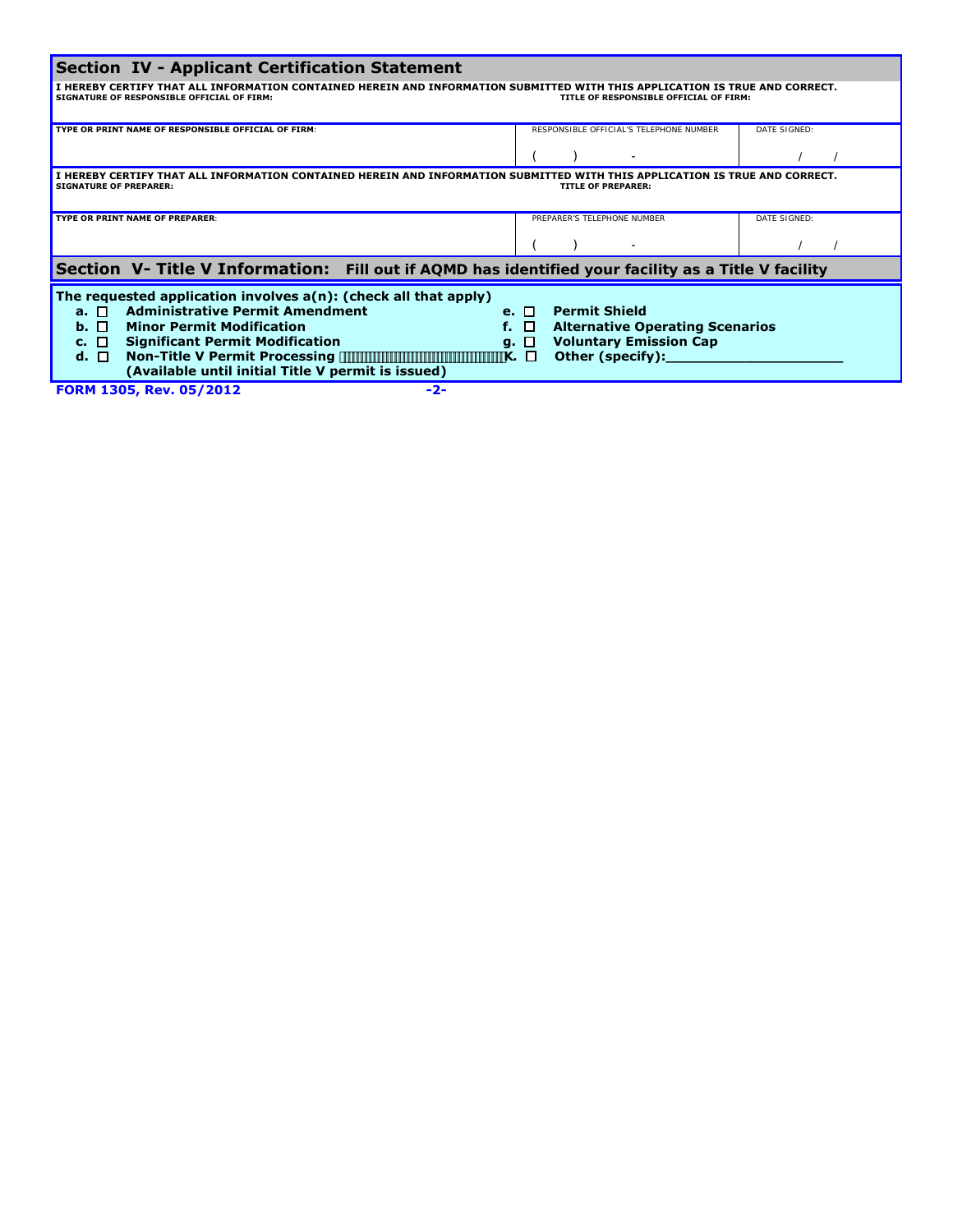## Section IV - Applicant Certification Statement

**I HEREBY CERTIFY THAT ALL INFORMATION CONTAINED HEREIN AND INFORMATION SUBMITTED WITH THIS APPLICATION IS TRUE AND CORRECT.**

| | |
|---|---|
| **SIGNATURE OF RESPONSIBLE OFFICIAL OF FIRM:** | **TITLE OF RESPONSIBLE OFFICIAL OF FIRM:** |

| | | |
|---|---|---|
| **TYPE OR PRINT NAME OF RESPONSIBLE OFFICIAL OF FIRM:** | RESPONSIBLE OFFICIAL'S TELEPHONE NUMBER | DATE SIGNED: |
| | (     )     - | /     / |

**I HEREBY CERTIFY THAT ALL INFORMATION CONTAINED HEREIN AND INFORMATION SUBMITTED WITH THIS APPLICATION IS TRUE AND CORRECT.**

| | |
|---|---|
| **SIGNATURE OF PREPARER:** | **TITLE OF PREPARER:** |

| | | |
|---|---|---|
| **TYPE OR PRINT NAME OF PREPARER:** | PREPARER'S TELEPHONE NUMBER | DATE SIGNED: |
| | (     )     - | /     / |

## Section V- Title V Information: Fill out if AQMD has identified your facility as a Title V facility

**The requested application involves a(n): (check all that apply)**

- a. ☐ **Administrative Permit Amendment**
- b. ☐ **Minor Permit Modification**
- c. ☐ **Significant Permit Modification**
- d. ☐ **Non-Title V Permit Processing** **(Available until initial Title V permit is issued)**
- e. ☐ **Permit Shield**
- f. ☐ **Alternative Operating Scenarios**
- g. ☐ **Voluntary Emission Cap**
- K. ☐ **Other (specify):____________________**

**FORM 1305, Rev. 05/2012**